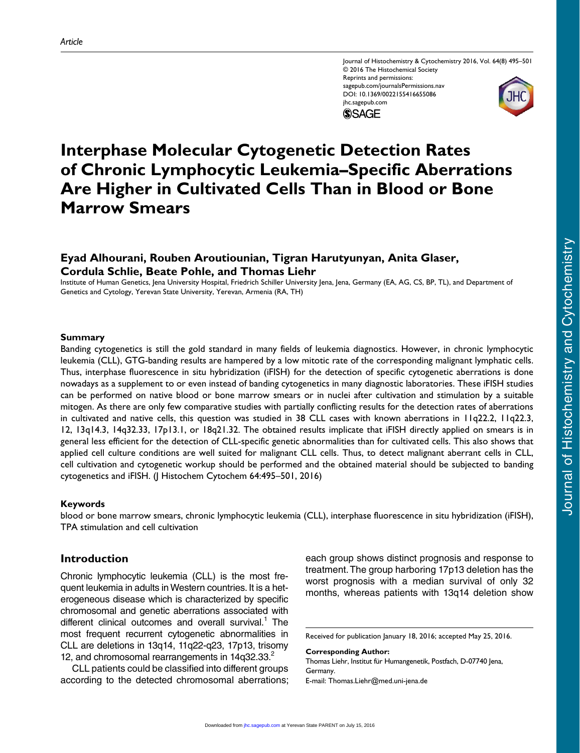Article

# Interphase Molecular Cytogenetic Detection Rates of Chronic Lymphocytic Leukemia–Specific Aberrations Are Higher in Cultivated Cells Than in Blood or Bone Marrow Smears

**Eyad Alhourani, Rouben Aroutiounian, Tigran Harutyunyan, Anita Glaser, Cordula Schlie, Beate Pohle, and Thomas Liehr**

Institute of Human Genetics, Jena University Hospital, Friedrich Schiller University Jena, Jena, Germany (EA, AG, CS, BP, TL), and Department of Genetics and Cytology, Yerevan State University, Yerevan, Armenia (RA, TH)

## Summary

Banding cytogenetics is still the gold standard in many fields of leukemia diagnostics. However, in chronic lymphocytic leukemia (CLL), GTG-banding results are hampered by a low mitotic rate of the corresponding malignant lymphatic cells. Thus, interphase fluorescence in situ hybridization (iFISH) for the detection of specific cytogenetic aberrations is done nowadays as a supplement to or even instead of banding cytogenetics in many diagnostic laboratories. These iFISH studies can be performed on native blood or bone marrow smears or in nuclei after cultivation and stimulation by a suitable mitogen. As there are only few comparative studies with partially conflicting results for the detection rates of aberrations in cultivated and native cells, this question was studied in 38 CLL cases with known aberrations in 11q22.2, 11q22.3, 12, 13q14.3, 14q32.33, 17p13.1, or 18q21.32. The obtained results implicate that iFISH directly applied on smears is in general less efficient for the detection of CLL-specific genetic abnormalities than for cultivated cells. This also shows that applied cell culture conditions are well suited for malignant CLL cells. Thus, to detect malignant aberrant cells in CLL, cell cultivation and cytogenetic workup should be performed and the obtained material should be subjected to banding cytogenetics and iFISH. (J Histochem Cytochem 64:495–501, 2016)

## Keywords

blood or bone marrow smears, chronic lymphocytic leukemia (CLL), interphase fluorescence in situ hybridization (iFISH), TPA stimulation and cell cultivation

## Introduction

Chronic lymphocytic leukemia (CLL) is the most frequent leukemia in adults in Western countries. It is a heterogeneous disease which is characterized by specific chromosomal and genetic aberrations associated with different clinical outcomes and overall survival.[1] The most frequent recurrent cytogenetic abnormalities in CLL are deletions in 13q14, 11q22-q23, 17p13, trisomy 12, and chromosomal rearrangements in 14q32.33.[2]

CLL patients could be classified into different groups according to the detected chromosomal aberrations; each group shows distinct prognosis and response to treatment. The group harboring 17p13 deletion has the worst prognosis with a median survival of only 32 months, whereas patients with 13q14 deletion show

Received for publication January 18, 2016; accepted May 25, 2016.

**Corresponding Author:**
Thomas Liehr, Institut für Humangenetik, Postfach, D-07740 Jena, Germany.
E-mail: Thomas.Liehr@med.uni-jena.de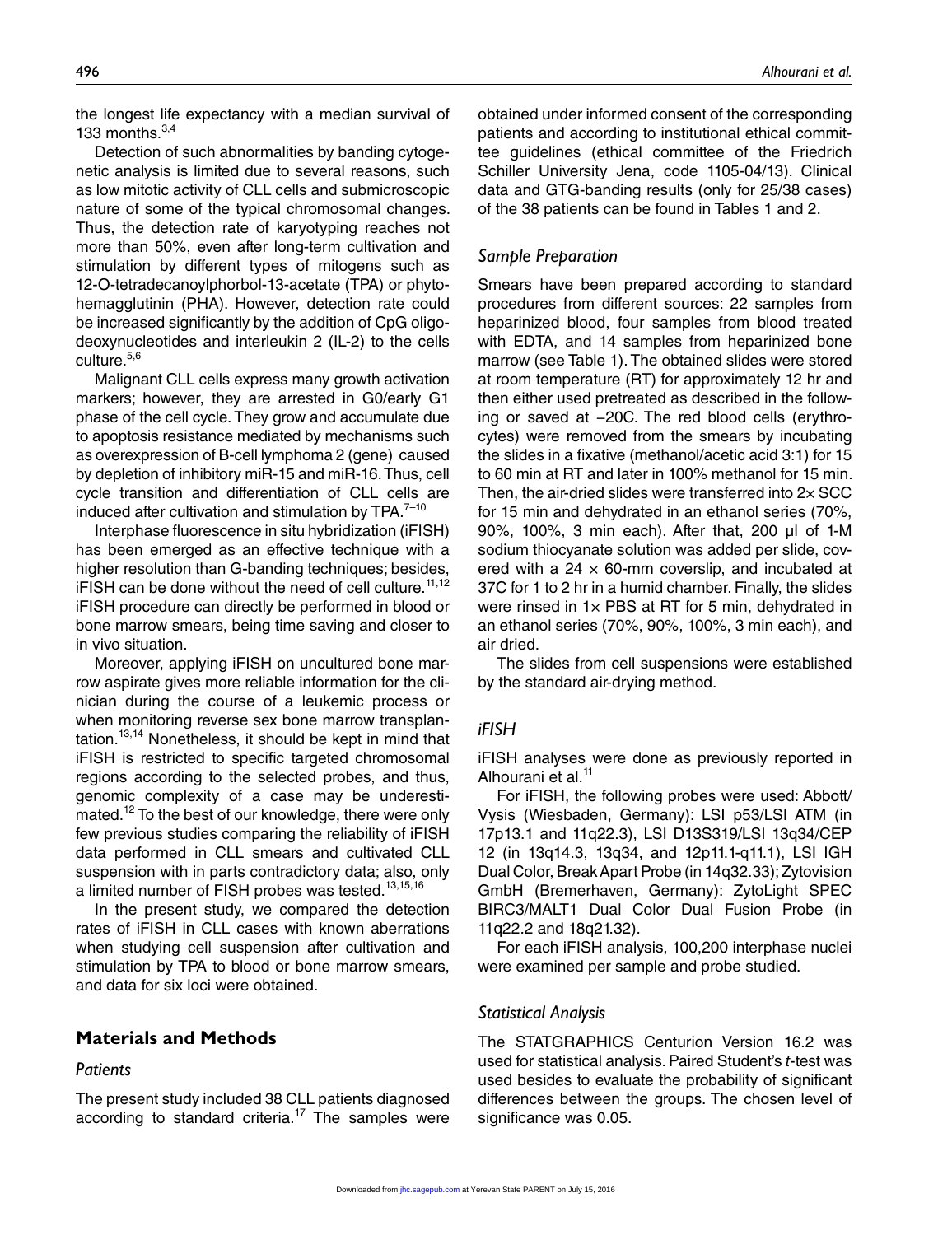the longest life expectancy with a median survival of 133 months.[3,4]

Detection of such abnormalities by banding cytogenetic analysis is limited due to several reasons, such as low mitotic activity of CLL cells and submicroscopic nature of some of the typical chromosomal changes. Thus, the detection rate of karyotyping reaches not more than 50%, even after long-term cultivation and stimulation by different types of mitogens such as 12-O-tetradecanoylphorbol-13-acetate (TPA) or phytohemagglutinin (PHA). However, detection rate could be increased significantly by the addition of CpG oligodeoxynucleotides and interleukin 2 (IL-2) to the cells culture.[5,6]

Malignant CLL cells express many growth activation markers; however, they are arrested in G0/early G1 phase of the cell cycle. They grow and accumulate due to apoptosis resistance mediated by mechanisms such as overexpression of B-cell lymphoma 2 (gene) caused by depletion of inhibitory miR-15 and miR-16. Thus, cell cycle transition and differentiation of CLL cells are induced after cultivation and stimulation by TPA.[7–10]

Interphase fluorescence in situ hybridization (iFISH) has been emerged as an effective technique with a higher resolution than G-banding techniques; besides, iFISH can be done without the need of cell culture.[11,12] iFISH procedure can directly be performed in blood or bone marrow smears, being time saving and closer to in vivo situation.

Moreover, applying iFISH on uncultured bone marrow aspirate gives more reliable information for the clinician during the course of a leukemic process or when monitoring reverse sex bone marrow transplantation.[13,14] Nonetheless, it should be kept in mind that iFISH is restricted to specific targeted chromosomal regions according to the selected probes, and thus, genomic complexity of a case may be underestimated.[12] To the best of our knowledge, there were only few previous studies comparing the reliability of iFISH data performed in CLL smears and cultivated CLL suspension with in parts contradictory data; also, only a limited number of FISH probes was tested.[13,15,16]

In the present study, we compared the detection rates of iFISH in CLL cases with known aberrations when studying cell suspension after cultivation and stimulation by TPA to blood or bone marrow smears, and data for six loci were obtained.

## Materials and Methods

### *Patients*

The present study included 38 CLL patients diagnosed according to standard criteria.[17] The samples were obtained under informed consent of the corresponding patients and according to institutional ethical committee guidelines (ethical committee of the Friedrich Schiller University Jena, code 1105-04/13). Clinical data and GTG-banding results (only for 25/38 cases) of the 38 patients can be found in Tables 1 and 2.

### *Sample Preparation*

Smears have been prepared according to standard procedures from different sources: 22 samples from heparinized blood, four samples from blood treated with EDTA, and 14 samples from heparinized bone marrow (see Table 1). The obtained slides were stored at room temperature (RT) for approximately 12 hr and then either used pretreated as described in the following or saved at –20C. The red blood cells (erythrocytes) were removed from the smears by incubating the slides in a fixative (methanol/acetic acid 3:1) for 15 to 60 min at RT and later in 100% methanol for 15 min. Then, the air-dried slides were transferred into 2× SCC for 15 min and dehydrated in an ethanol series (70%, 90%, 100%, 3 min each). After that, 200 µl of 1-M sodium thiocyanate solution was added per slide, covered with a 24 × 60-mm coverslip, and incubated at 37C for 1 to 2 hr in a humid chamber. Finally, the slides were rinsed in 1× PBS at RT for 5 min, dehydrated in an ethanol series (70%, 90%, 100%, 3 min each), and air dried.

The slides from cell suspensions were established by the standard air-drying method.

### *iFISH*

iFISH analyses were done as previously reported in Alhourani et al.[11]

For iFISH, the following probes were used: Abbott/Vysis (Wiesbaden, Germany): LSI p53/LSI ATM (in 17p13.1 and 11q22.3), LSI D13S319/LSI 13q34/CEP 12 (in 13q14.3, 13q34, and 12p11.1-q11.1), LSI IGH Dual Color, Break Apart Probe (in 14q32.33); Zytovision GmbH (Bremerhaven, Germany): ZytoLight SPEC BIRC3/MALT1 Dual Color Dual Fusion Probe (in 11q22.2 and 18q21.32).

For each iFISH analysis, 100,200 interphase nuclei were examined per sample and probe studied.

### *Statistical Analysis*

The STATGRAPHICS Centurion Version 16.2 was used for statistical analysis. Paired Student's *t*-test was used besides to evaluate the probability of significant differences between the groups. The chosen level of significance was 0.05.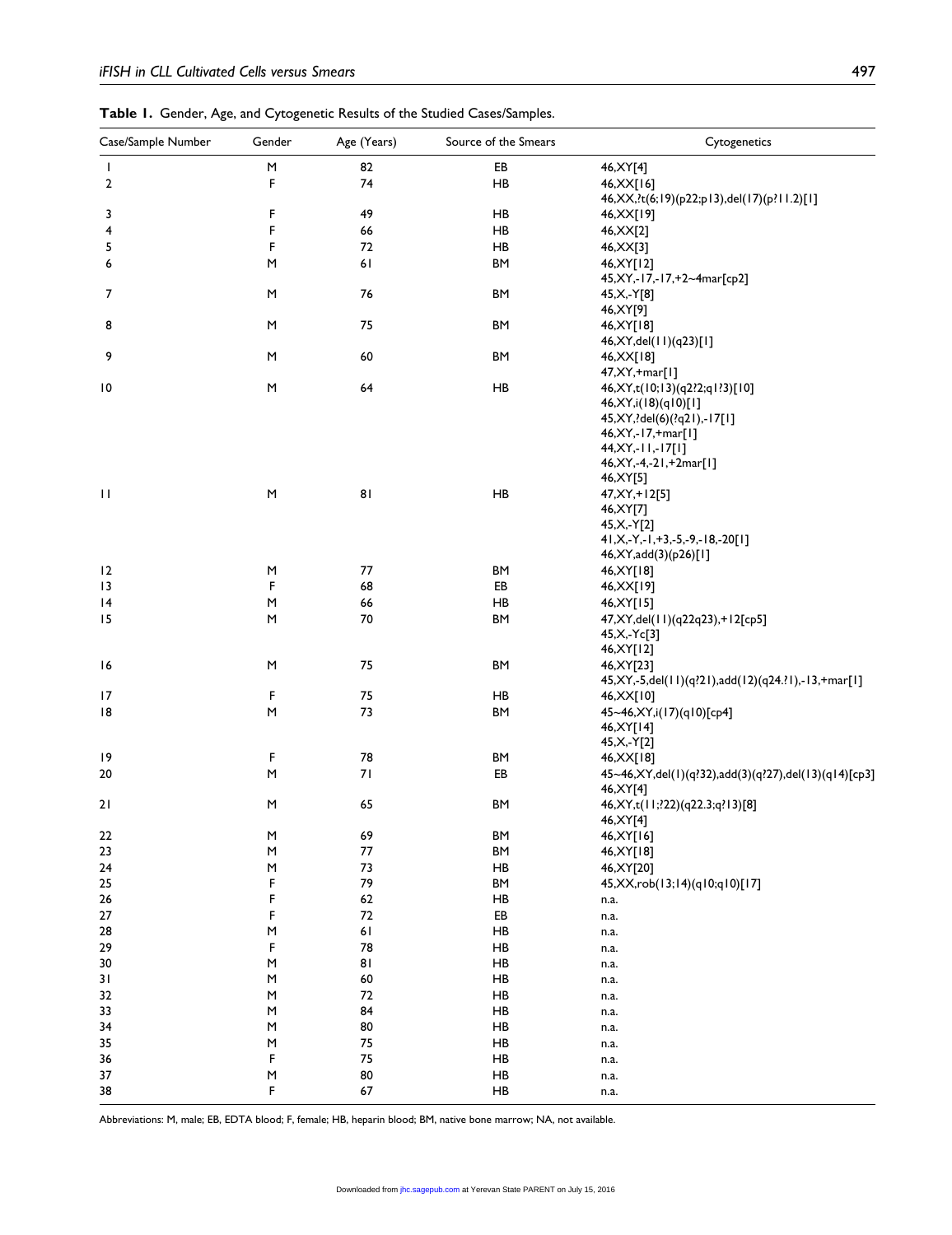**Table 1.** Gender, Age, and Cytogenetic Results of the Studied Cases/Samples.

| Case/Sample Number | Gender | Age (Years) | Source of the Smears | Cytogenetics |
|---|---|---|---|---|
| 1 | M | 82 | EB | 46,XY[4] |
| 2 | F | 74 | HB | 46,XX[16]<br>46,XX,?t(6;19)(p22;p13),del(17)(p?11.2)[1] |
| 3 | F | 49 | HB | 46,XX[19] |
| 4 | F | 66 | HB | 46,XX[2] |
| 5 | F | 72 | HB | 46,XX[3] |
| 6 | M | 61 | BM | 46,XY[12]<br>45,XY,-17,-17,+2~4mar[cp2] |
| 7 | M | 76 | BM | 45,X,-Y[8]<br>46,XY[9] |
| 8 | M | 75 | BM | 46,XY[18]<br>46,XY,del(11)(q23)[1] |
| 9 | M | 60 | BM | 46,XX[18]<br>47,XY,+mar[1] |
| 10 | M | 64 | HB | 46,XY,t(10;13)(q2?2;q1?3)[10]<br>46,XY,i(18)(q10)[1]<br>45,XY,?del(6)(?q21),-17[1]<br>46,XY,-17,+mar[1]<br>44,XY,-11,-17[1]<br>46,XY,-4,-21,+2mar[1]<br>46,XY[5] |
| 11 | M | 81 | HB | 47,XY,+12[5]<br>46,XY[7]<br>45,X,-Y[2]<br>41,X,-Y,-1,+3,-5,-9,-18,-20[1]<br>46,XY,add(3)(p26)[1] |
| 12 | M | 77 | BM | 46,XY[18] |
| 13 | F | 68 | EB | 46,XX[19] |
| 14 | M | 66 | HB | 46,XY[15] |
| 15 | M | 70 | BM | 47,XY,del(11)(q22q23),+12[cp5]<br>45,X,-Yc[3]<br>46,XY[12] |
| 16 | M | 75 | BM | 46,XY[23]<br>45,XY,-5,del(11)(q?21),add(12)(q24.?1),-13,+mar[1] |
| 17 | F | 75 | HB | 46,XX[10] |
| 18 | M | 73 | BM | 45~46,XY,i(17)(q10)[cp4]<br>46,XY[14]<br>45,X,-Y[2] |
| 19 | F | 78 | BM | 46,XX[18] |
| 20 | M | 71 | EB | 45~46,XY,del(1)(q?32),add(3)(q?27),del(13)(q14)[cp3]<br>46,XY[4] |
| 21 | M | 65 | BM | 46,XY,t(11;?22)(q22.3;q?13)[8]<br>46,XY[4] |
| 22 | M | 69 | BM | 46,XY[16] |
| 23 | M | 77 | BM | 46,XY[18] |
| 24 | M | 73 | HB | 46,XY[20] |
| 25 | F | 79 | BM | 45,XX,rob(13;14)(q10;q10)[17] |
| 26 | F | 62 | HB | n.a. |
| 27 | F | 72 | EB | n.a. |
| 28 | M | 61 | HB | n.a. |
| 29 | F | 78 | HB | n.a. |
| 30 | M | 81 | HB | n.a. |
| 31 | M | 60 | HB | n.a. |
| 32 | M | 72 | HB | n.a. |
| 33 | M | 84 | HB | n.a. |
| 34 | M | 80 | HB | n.a. |
| 35 | M | 75 | HB | n.a. |
| 36 | F | 75 | HB | n.a. |
| 37 | M | 80 | HB | n.a. |
| 38 | F | 67 | HB | n.a. |

Abbreviations: M, male; EB, EDTA blood; F, female; HB, heparin blood; BM, native bone marrow; NA, not available.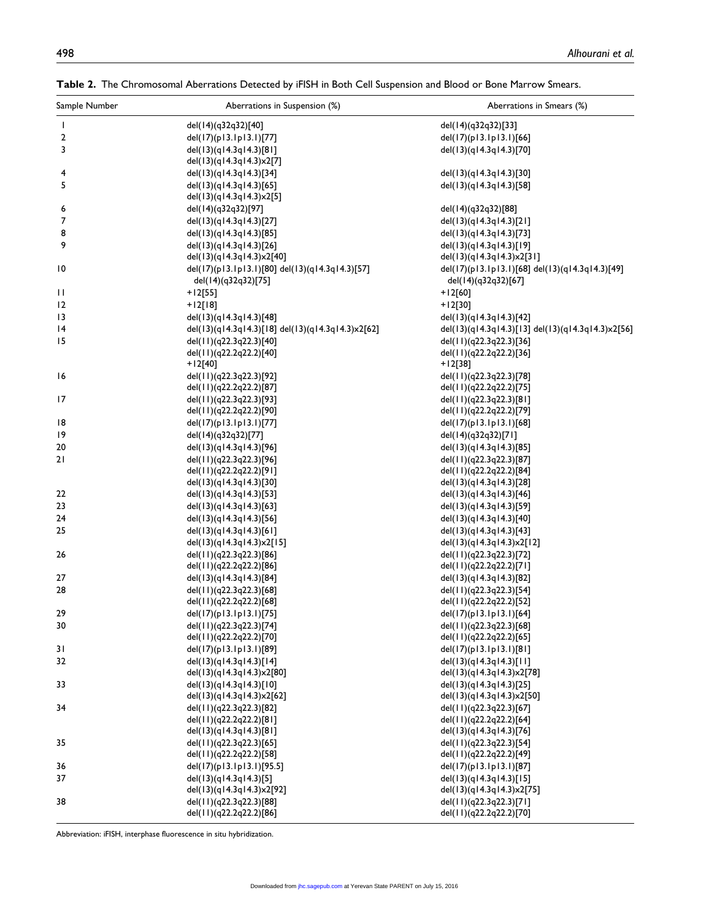**Table 2.** The Chromosomal Aberrations Detected by iFISH in Both Cell Suspension and Blood or Bone Marrow Smears.

| Sample Number | Aberrations in Suspension (%) | Aberrations in Smears (%) |
|---|---|---|
| 1 | del(14)(q32q32)[40] | del(14)(q32q32)[33] |
| 2 | del(17)(p13.1p13.1)[77] | del(17)(p13.1p13.1)[66] |
| 3 | del(13)(q14.3q14.3)[81]<br>del(13)(q14.3q14.3)x2[7] | del(13)(q14.3q14.3)[70] |
| 4 | del(13)(q14.3q14.3)[34] | del(13)(q14.3q14.3)[30] |
| 5 | del(13)(q14.3q14.3)[65]<br>del(13)(q14.3q14.3)x2[5] | del(13)(q14.3q14.3)[58] |
| 6 | del(14)(q32q32)[97] | del(14)(q32q32)[88] |
| 7 | del(13)(q14.3q14.3)[27] | del(13)(q14.3q14.3)[21] |
| 8 | del(13)(q14.3q14.3)[85] | del(13)(q14.3q14.3)[73] |
| 9 | del(13)(q14.3q14.3)[26]<br>del(13)(q14.3q14.3)x2[40] | del(13)(q14.3q14.3)[19]<br>del(13)(q14.3q14.3)x2[31] |
| 10 | del(17)(p13.1p13.1)[80] del(13)(q14.3q14.3)[57]<br>del(14)(q32q32)[75] | del(17)(p13.1p13.1)[68] del(13)(q14.3q14.3)[49]<br>del(14)(q32q32)[67] |
| 11 | +12[55] | +12[60] |
| 12 | +12[18] | +12[30] |
| 13 | del(13)(q14.3q14.3)[48] | del(13)(q14.3q14.3)[42] |
| 14 | del(13)(q14.3q14.3)[18] del(13)(q14.3q14.3)x2[62] | del(13)(q14.3q14.3)[13] del(13)(q14.3q14.3)x2[56] |
| 15 | del(11)(q22.3q22.3)[40]<br>del(11)(q22.2q22.2)[40]<br>+12[40] | del(11)(q22.3q22.3)[36]<br>del(11)(q22.2q22.2)[36]<br>+12[38] |
| 16 | del(11)(q22.3q22.3)[92]<br>del(11)(q22.2q22.2)[87] | del(11)(q22.3q22.3)[78]<br>del(11)(q22.2q22.2)[75] |
| 17 | del(11)(q22.3q22.3)[93]<br>del(11)(q22.2q22.2)[90] | del(11)(q22.3q22.3)[81]<br>del(11)(q22.2q22.2)[79] |
| 18 | del(17)(p13.1p13.1)[77] | del(17)(p13.1p13.1)[68] |
| 19 | del(14)(q32q32)[77] | del(14)(q32q32)[71] |
| 20 | del(13)(q14.3q14.3)[96] | del(13)(q14.3q14.3)[85] |
| 21 | del(11)(q22.3q22.3)[96]<br>del(11)(q22.2q22.2)[91]<br>del(13)(q14.3q14.3)[30] | del(11)(q22.3q22.3)[87]<br>del(11)(q22.2q22.2)[84]<br>del(13)(q14.3q14.3)[28] |
| 22 | del(13)(q14.3q14.3)[53] | del(13)(q14.3q14.3)[46] |
| 23 | del(13)(q14.3q14.3)[63] | del(13)(q14.3q14.3)[59] |
| 24 | del(13)(q14.3q14.3)[56] | del(13)(q14.3q14.3)[40] |
| 25 | del(13)(q14.3q14.3)[61]<br>del(13)(q14.3q14.3)x2[15] | del(13)(q14.3q14.3)[43]<br>del(13)(q14.3q14.3)x2[12] |
| 26 | del(11)(q22.3q22.3)[86]<br>del(11)(q22.2q22.2)[86] | del(11)(q22.3q22.3)[72]<br>del(11)(q22.2q22.2)[71] |
| 27 | del(13)(q14.3q14.3)[84] | del(13)(q14.3q14.3)[82] |
| 28 | del(11)(q22.3q22.3)[68]<br>del(11)(q22.2q22.2)[68] | del(11)(q22.3q22.3)[54]<br>del(11)(q22.2q22.2)[52] |
| 29 | del(17)(p13.1p13.1)[75] | del(17)(p13.1p13.1)[64] |
| 30 | del(11)(q22.3q22.3)[74]<br>del(11)(q22.2q22.2)[70] | del(11)(q22.3q22.3)[68]<br>del(11)(q22.2q22.2)[65] |
| 31 | del(17)(p13.1p13.1)[89] | del(17)(p13.1p13.1)[81] |
| 32 | del(13)(q14.3q14.3)[14]<br>del(13)(q14.3q14.3)x2[80] | del(13)(q14.3q14.3)[11]<br>del(13)(q14.3q14.3)x2[78] |
| 33 | del(13)(q14.3q14.3)[10]<br>del(13)(q14.3q14.3)x2[62] | del(13)(q14.3q14.3)[25]<br>del(13)(q14.3q14.3)x2[50] |
| 34 | del(11)(q22.3q22.3)[82]<br>del(11)(q22.2q22.2)[81]<br>del(13)(q14.3q14.3)[81] | del(11)(q22.3q22.3)[67]<br>del(11)(q22.2q22.2)[64]<br>del(13)(q14.3q14.3)[76] |
| 35 | del(11)(q22.3q22.3)[65]<br>del(11)(q22.2q22.2)[58] | del(11)(q22.3q22.3)[54]<br>del(11)(q22.2q22.2)[49] |
| 36 | del(17)(p13.1p13.1)[95.5] | del(17)(p13.1p13.1)[87] |
| 37 | del(13)(q14.3q14.3)[5]<br>del(13)(q14.3q14.3)x2[92] | del(13)(q14.3q14.3)[15]<br>del(13)(q14.3q14.3)x2[75] |
| 38 | del(11)(q22.3q22.3)[88]<br>del(11)(q22.2q22.2)[86] | del(11)(q22.3q22.3)[71]<br>del(11)(q22.2q22.2)[70] |

Abbreviation: iFISH, interphase fluorescence in situ hybridization.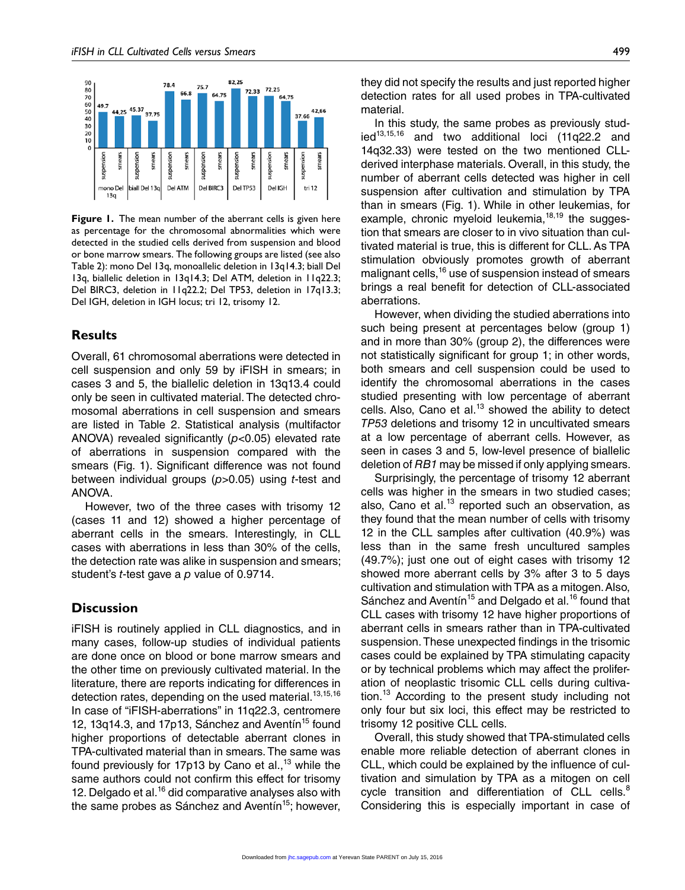Figure 1. The mean number of the aberrant cells is given here as percentage for the chromosomal abnormalities which were detected in the studied cells derived from suspension and blood or bone marrow smears. The following groups are listed (see also Table 2): mono Del 13q, monoallelic deletion in 13q14.3; biall Del 13q, biallelic deletion in 13q14.3; Del ATM, deletion in 11q22.3; Del BIRC3, deletion in 11q22.2; Del TP53, deletion in 17q13.3; Del IGH, deletion in IGH locus; tri 12, trisomy 12.

## Results

Overall, 61 chromosomal aberrations were detected in cell suspension and only 59 by iFISH in smears; in cases 3 and 5, the biallelic deletion in 13q13.4 could only be seen in cultivated material. The detected chromosomal aberrations in cell suspension and smears are listed in Table 2. Statistical analysis (multifactor ANOVA) revealed significantly ($p<0.05$) elevated rate of aberrations in suspension compared with the smears (Fig. 1). Significant difference was not found between individual groups ($p>0.05$) using *t*-test and ANOVA.

However, two of the three cases with trisomy 12 (cases 11 and 12) showed a higher percentage of aberrant cells in the smears. Interestingly, in CLL cases with aberrations in less than 30% of the cells, the detection rate was alike in suspension and smears; student's *t*-test gave a *p* value of 0.9714.

## Discussion

iFISH is routinely applied in CLL diagnostics, and in many cases, follow-up studies of individual patients are done once on blood or bone marrow smears and the other time on previously cultivated material. In the literature, there are reports indicating for differences in detection rates, depending on the used material.[13,15,16] In case of "iFISH-aberrations" in 11q22.3, centromere 12, 13q14.3, and 17p13, Sánchez and Aventín[15] found higher proportions of detectable aberrant clones in TPA-cultivated material than in smears. The same was found previously for 17p13 by Cano et al.,[13] while the same authors could not confirm this effect for trisomy 12. Delgado et al.[16] did comparative analyses also with the same probes as Sánchez and Aventín[15]; however, they did not specify the results and just reported higher detection rates for all used probes in TPA-cultivated material.

In this study, the same probes as previously studied[13,15,16] and two additional loci (11q22.2 and 14q32.33) were tested on the two mentioned CLL-derived interphase materials. Overall, in this study, the number of aberrant cells detected was higher in cell suspension after cultivation and stimulation by TPA than in smears (Fig. 1). While in other leukemias, for example, chronic myeloid leukemia,[18,19] the suggestion that smears are closer to in vivo situation than cultivated material is true, this is different for CLL. As TPA stimulation obviously promotes growth of aberrant malignant cells,[16] use of suspension instead of smears brings a real benefit for detection of CLL-associated aberrations.

However, when dividing the studied aberrations into such being present at percentages below (group 1) and in more than 30% (group 2), the differences were not statistically significant for group 1; in other words, both smears and cell suspension could be used to identify the chromosomal aberrations in the cases studied presenting with low percentage of aberrant cells. Also, Cano et al.[13] showed the ability to detect *TP53* deletions and trisomy 12 in uncultivated smears at a low percentage of aberrant cells. However, as seen in cases 3 and 5, low-level presence of biallelic deletion of *RB1* may be missed if only applying smears.

Surprisingly, the percentage of trisomy 12 aberrant cells was higher in the smears in two studied cases; also, Cano et al.[13] reported such an observation, as they found that the mean number of cells with trisomy 12 in the CLL samples after cultivation (40.9%) was less than in the same fresh uncultured samples (49.7%); just one out of eight cases with trisomy 12 showed more aberrant cells by 3% after 3 to 5 days cultivation and stimulation with TPA as a mitogen. Also, Sánchez and Aventín[15] and Delgado et al.[16] found that CLL cases with trisomy 12 have higher proportions of aberrant cells in smears rather than in TPA-cultivated suspension. These unexpected findings in the trisomic cases could be explained by TPA stimulating capacity or by technical problems which may affect the proliferation of neoplastic trisomic CLL cells during cultivation.[13] According to the present study including not only four but six loci, this effect may be restricted to trisomy 12 positive CLL cells.

Overall, this study showed that TPA-stimulated cells enable more reliable detection of aberrant clones in CLL, which could be explained by the influence of cultivation and simulation by TPA as a mitogen on cell cycle transition and differentiation of CLL cells.[8] Considering this is especially important in case of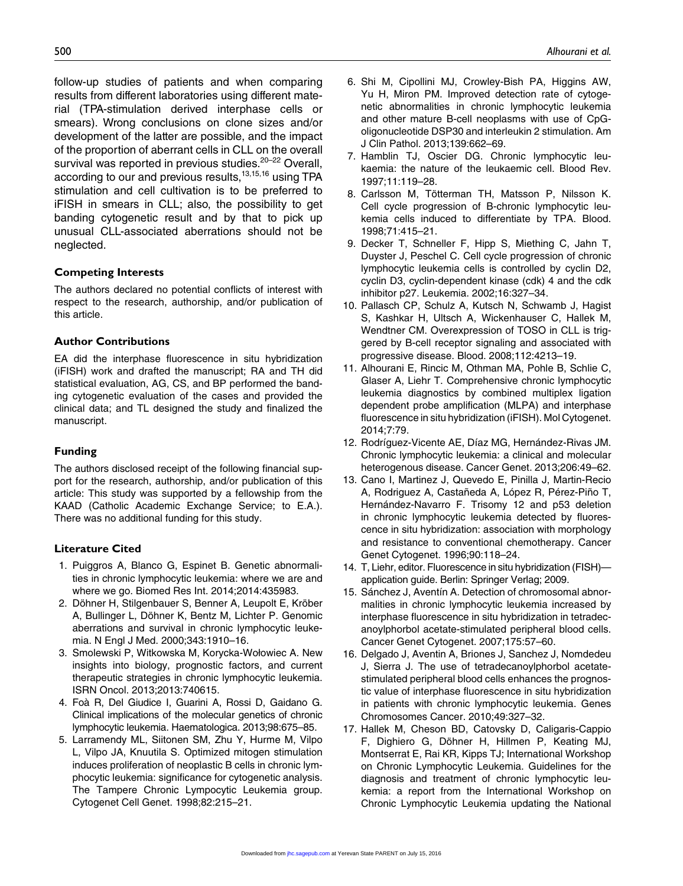follow-up studies of patients and when comparing results from different laboratories using different material (TPA-stimulation derived interphase cells or smears). Wrong conclusions on clone sizes and/or development of the latter are possible, and the impact of the proportion of aberrant cells in CLL on the overall survival was reported in previous studies.[20–22] Overall, according to our and previous results,[13,15,16] using TPA stimulation and cell cultivation is to be preferred to iFISH in smears in CLL; also, the possibility to get banding cytogenetic result and by that to pick up unusual CLL-associated aberrations should not be neglected.

## Competing Interests

The authors declared no potential conflicts of interest with respect to the research, authorship, and/or publication of this article.

## Author Contributions

EA did the interphase fluorescence in situ hybridization (iFISH) work and drafted the manuscript; RA and TH did statistical evaluation, AG, CS, and BP performed the banding cytogenetic evaluation of the cases and provided the clinical data; and TL designed the study and finalized the manuscript.

## Funding

The authors disclosed receipt of the following financial support for the research, authorship, and/or publication of this article: This study was supported by a fellowship from the KAAD (Catholic Academic Exchange Service; to E.A.). There was no additional funding for this study.

## Literature Cited

1. Puiggros A, Blanco G, Espinet B. Genetic abnormalities in chronic lymphocytic leukemia: where we are and where we go. Biomed Res Int. 2014;2014:435983.
2. Döhner H, Stilgenbauer S, Benner A, Leupolt E, Kröber A, Bullinger L, Döhner K, Bentz M, Lichter P. Genomic aberrations and survival in chronic lymphocytic leukemia. N Engl J Med. 2000;343:1910–16.
3. Smolewski P, Witkowska M, Korycka-Wołowiec A. New insights into biology, prognostic factors, and current therapeutic strategies in chronic lymphocytic leukemia. ISRN Oncol. 2013;2013:740615.
4. Foà R, Del Giudice I, Guarini A, Rossi D, Gaidano G. Clinical implications of the molecular genetics of chronic lymphocytic leukemia. Haematologica. 2013;98:675–85.
5. Larramendy ML, Siitonen SM, Zhu Y, Hurme M, Vilpo L, Vilpo JA, Knuutila S. Optimized mitogen stimulation induces proliferation of neoplastic B cells in chronic lymphocytic leukemia: significance for cytogenetic analysis. The Tampere Chronic Lympocytic Leukemia group. Cytogenet Cell Genet. 1998;82:215–21.
6. Shi M, Cipollini MJ, Crowley-Bish PA, Higgins AW, Yu H, Miron PM. Improved detection rate of cytogenetic abnormalities in chronic lymphocytic leukemia and other mature B-cell neoplasms with use of CpG-oligonucleotide DSP30 and interleukin 2 stimulation. Am J Clin Pathol. 2013;139:662–69.
7. Hamblin TJ, Oscier DG. Chronic lymphocytic leukaemia: the nature of the leukaemic cell. Blood Rev. 1997;11:119–28.
8. Carlsson M, Tötterman TH, Matsson P, Nilsson K. Cell cycle progression of B-chronic lymphocytic leukemia cells induced to differentiate by TPA. Blood. 1998;71:415–21.
9. Decker T, Schneller F, Hipp S, Miething C, Jahn T, Duyster J, Peschel C. Cell cycle progression of chronic lymphocytic leukemia cells is controlled by cyclin D2, cyclin D3, cyclin-dependent kinase (cdk) 4 and the cdk inhibitor p27. Leukemia. 2002;16:327–34.
10. Pallasch CP, Schulz A, Kutsch N, Schwamb J, Hagist S, Kashkar H, Ultsch A, Wickenhauser C, Hallek M, Wendtner CM. Overexpression of TOSO in CLL is triggered by B-cell receptor signaling and associated with progressive disease. Blood. 2008;112:4213–19.
11. Alhourani E, Rincic M, Othman MA, Pohle B, Schlie C, Glaser A, Liehr T. Comprehensive chronic lymphocytic leukemia diagnostics by combined multiplex ligation dependent probe amplification (MLPA) and interphase fluorescence in situ hybridization (iFISH). Mol Cytogenet. 2014;7:79.
12. Rodríguez-Vicente AE, Díaz MG, Hernández-Rivas JM. Chronic lymphocytic leukemia: a clinical and molecular heterogenous disease. Cancer Genet. 2013;206:49–62.
13. Cano I, Martinez J, Quevedo E, Pinilla J, Martin-Recio A, Rodriguez A, Castañeda A, López R, Pérez-Piño T, Hernández-Navarro F. Trisomy 12 and p53 deletion in chronic lymphocytic leukemia detected by fluorescence in situ hybridization: association with morphology and resistance to conventional chemotherapy. Cancer Genet Cytogenet. 1996;90:118–24.
14. T, Liehr, editor. Fluorescence in situ hybridization (FISH)—application guide. Berlin: Springer Verlag; 2009.
15. Sánchez J, Aventín A. Detection of chromosomal abnormalities in chronic lymphocytic leukemia increased by interphase fluorescence in situ hybridization in tetradecanoylphorbol acetate-stimulated peripheral blood cells. Cancer Genet Cytogenet. 2007;175:57–60.
16. Delgado J, Aventin A, Briones J, Sanchez J, Nomdedeu J, Sierra J. The use of tetradecanoylphorbol acetate-stimulated peripheral blood cells enhances the prognostic value of interphase fluorescence in situ hybridization in patients with chronic lymphocytic leukemia. Genes Chromosomes Cancer. 2010;49:327–32.
17. Hallek M, Cheson BD, Catovsky D, Caligaris-Cappio F, Dighiero G, Döhner H, Hillmen P, Keating MJ, Montserrat E, Rai KR, Kipps TJ; International Workshop on Chronic Lymphocytic Leukemia. Guidelines for the diagnosis and treatment of chronic lymphocytic leukemia: a report from the International Workshop on Chronic Lymphocytic Leukemia updating the National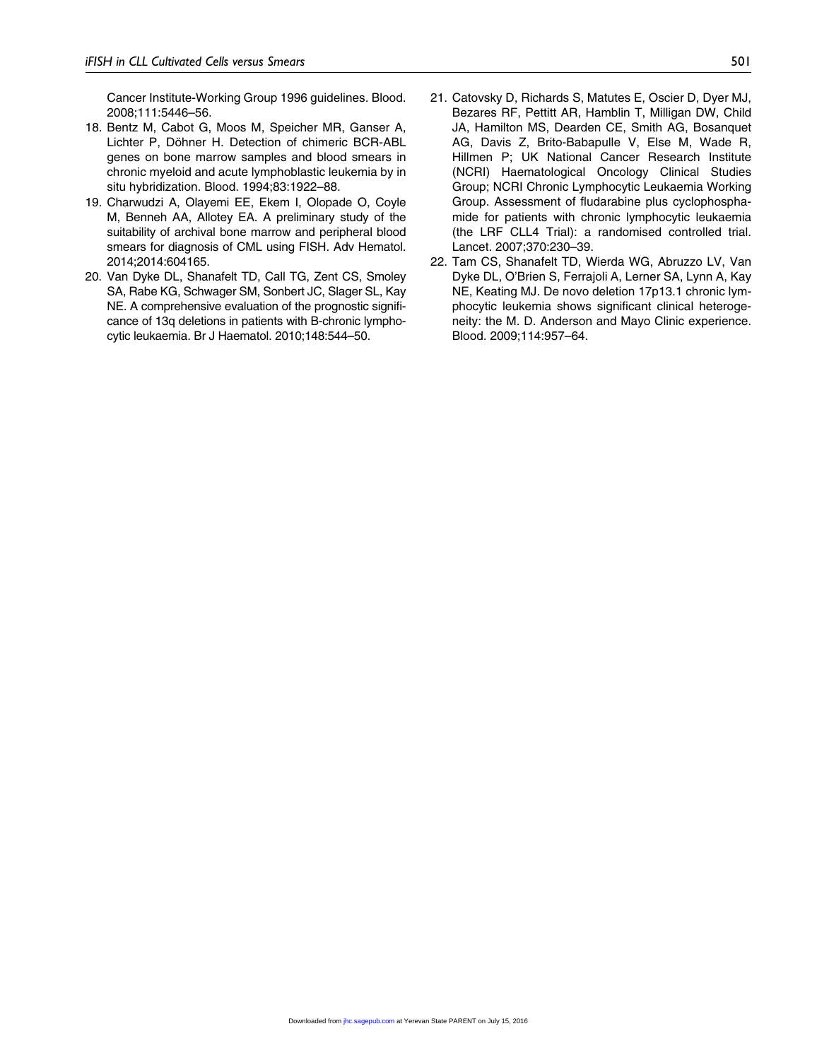Cancer Institute-Working Group 1996 guidelines. Blood. 2008;111:5446–56.

18. Bentz M, Cabot G, Moos M, Speicher MR, Ganser A, Lichter P, Döhner H. Detection of chimeric BCR-ABL genes on bone marrow samples and blood smears in chronic myeloid and acute lymphoblastic leukemia by in situ hybridization. Blood. 1994;83:1922–88.
19. Charwudzi A, Olayemi EE, Ekem I, Olopade O, Coyle M, Benneh AA, Allotey EA. A preliminary study of the suitability of archival bone marrow and peripheral blood smears for diagnosis of CML using FISH. Adv Hematol. 2014;2014:604165.
20. Van Dyke DL, Shanafelt TD, Call TG, Zent CS, Smoley SA, Rabe KG, Schwager SM, Sonbert JC, Slager SL, Kay NE. A comprehensive evaluation of the prognostic significance of 13q deletions in patients with B-chronic lymphocytic leukaemia. Br J Haematol. 2010;148:544–50.
21. Catovsky D, Richards S, Matutes E, Oscier D, Dyer MJ, Bezares RF, Pettitt AR, Hamblin T, Milligan DW, Child JA, Hamilton MS, Dearden CE, Smith AG, Bosanquet AG, Davis Z, Brito-Babapulle V, Else M, Wade R, Hillmen P; UK National Cancer Research Institute (NCRI) Haematological Oncology Clinical Studies Group; NCRI Chronic Lymphocytic Leukaemia Working Group. Assessment of fludarabine plus cyclophosphamide for patients with chronic lymphocytic leukaemia (the LRF CLL4 Trial): a randomised controlled trial. Lancet. 2007;370:230–39.
22. Tam CS, Shanafelt TD, Wierda WG, Abruzzo LV, Van Dyke DL, O'Brien S, Ferrajoli A, Lerner SA, Lynn A, Kay NE, Keating MJ. De novo deletion 17p13.1 chronic lymphocytic leukemia shows significant clinical heterogeneity: the M. D. Anderson and Mayo Clinic experience. Blood. 2009;114:957–64.